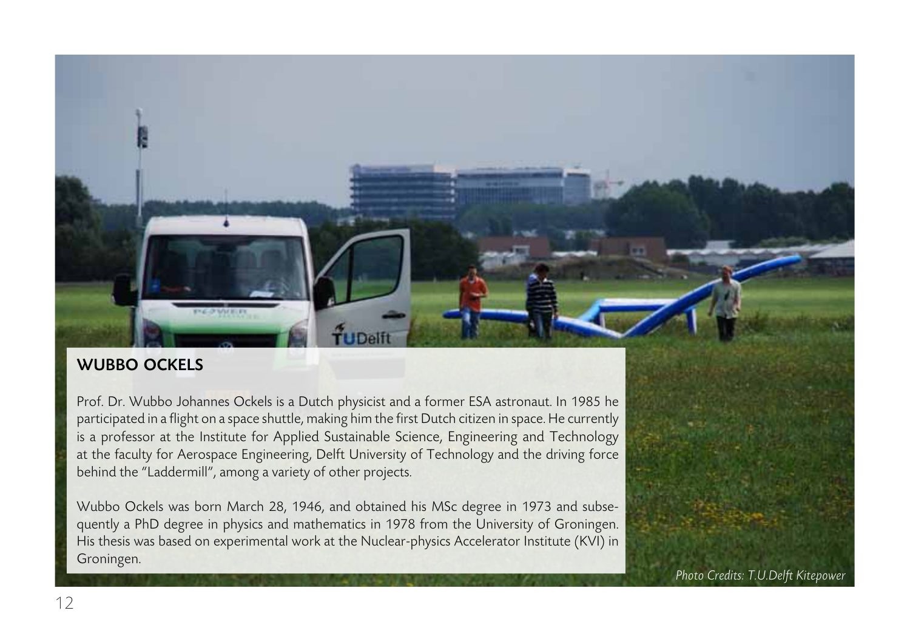## WUBBO OCKELS

Prof. Dr. Wubbo Johannes Ockels is a Dutch physicist and a former ESA astronaut. In 1985 he participated in a flight on a space shuttle, making him the first Dutch citizen in space. He currently is a professor at the Institute for Applied Sustainable Science, Engineering and Technology at the faculty for Aerospace Engineering, Delft University of Technology and the driving force behind the "Laddermill", among a variety of other projects.

Wubbo Ockels was born March 28, 1946, and obtained his MSc degree in 1973 and subsequently a PhD degree in physics and mathematics in 1978 from the University of Groningen. His thesis was based on experimental work at the Nuclear-physics Accelerator Institute (KVI) in Groningen.

*Photo Credits: T.U.Delft Kitepower*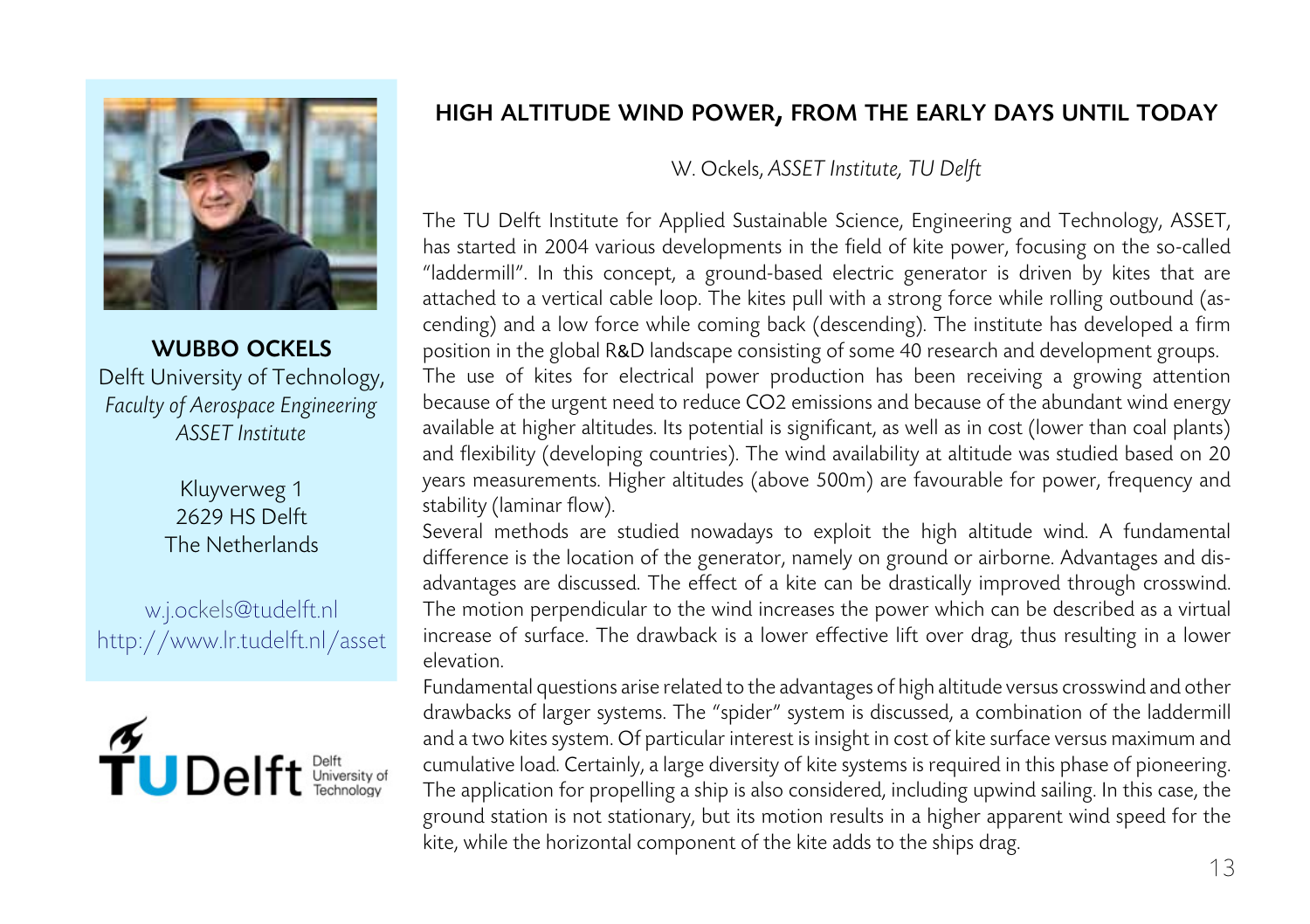**WUBBO OCKELS**
Delft University of Technology,
*Faculty of Aerospace Engineering*
*ASSET Institute*

Kluyverweg 1
2629 HS Delft
The Netherlands

w.j.ockels@tudelft.nl
http://www.lr.tudelft.nl/asset

## HIGH ALTITUDE WIND POWER, FROM THE EARLY DAYS UNTIL TODAY

W. Ockels, *ASSET Institute, TU Delft*

The TU Delft Institute for Applied Sustainable Science, Engineering and Technology, ASSET, has started in 2004 various developments in the field of kite power, focusing on the so-called "laddermill". In this concept, a ground-based electric generator is driven by kites that are attached to a vertical cable loop. The kites pull with a strong force while rolling outbound (ascending) and a low force while coming back (descending). The institute has developed a firm position in the global R&D landscape consisting of some 40 research and development groups.
The use of kites for electrical power production has been receiving a growing attention because of the urgent need to reduce $CO_2$ emissions and because of the abundant wind energy available at higher altitudes. Its potential is significant, as well as in cost (lower than coal plants) and flexibility (developing countries). The wind availability at altitude was studied based on 20 years measurements. Higher altitudes (above 500m) are favourable for power, frequency and stability (laminar flow).
Several methods are studied nowadays to exploit the high altitude wind. A fundamental difference is the location of the generator, namely on ground or airborne. Advantages and disadvantages are discussed. The effect of a kite can be drastically improved through crosswind. The motion perpendicular to the wind increases the power which can be described as a virtual increase of surface. The drawback is a lower effective lift over drag, thus resulting in a lower elevation.
Fundamental questions arise related to the advantages of high altitude versus crosswind and other drawbacks of larger systems. The "spider" system is discussed, a combination of the laddermill and a two kites system. Of particular interest is insight in cost of kite surface versus maximum and cumulative load. Certainly, a large diversity of kite systems is required in this phase of pioneering. The application for propelling a ship is also considered, including upwind sailing. In this case, the ground station is not stationary, but its motion results in a higher apparent wind speed for the kite, while the horizontal component of the kite adds to the ships drag.